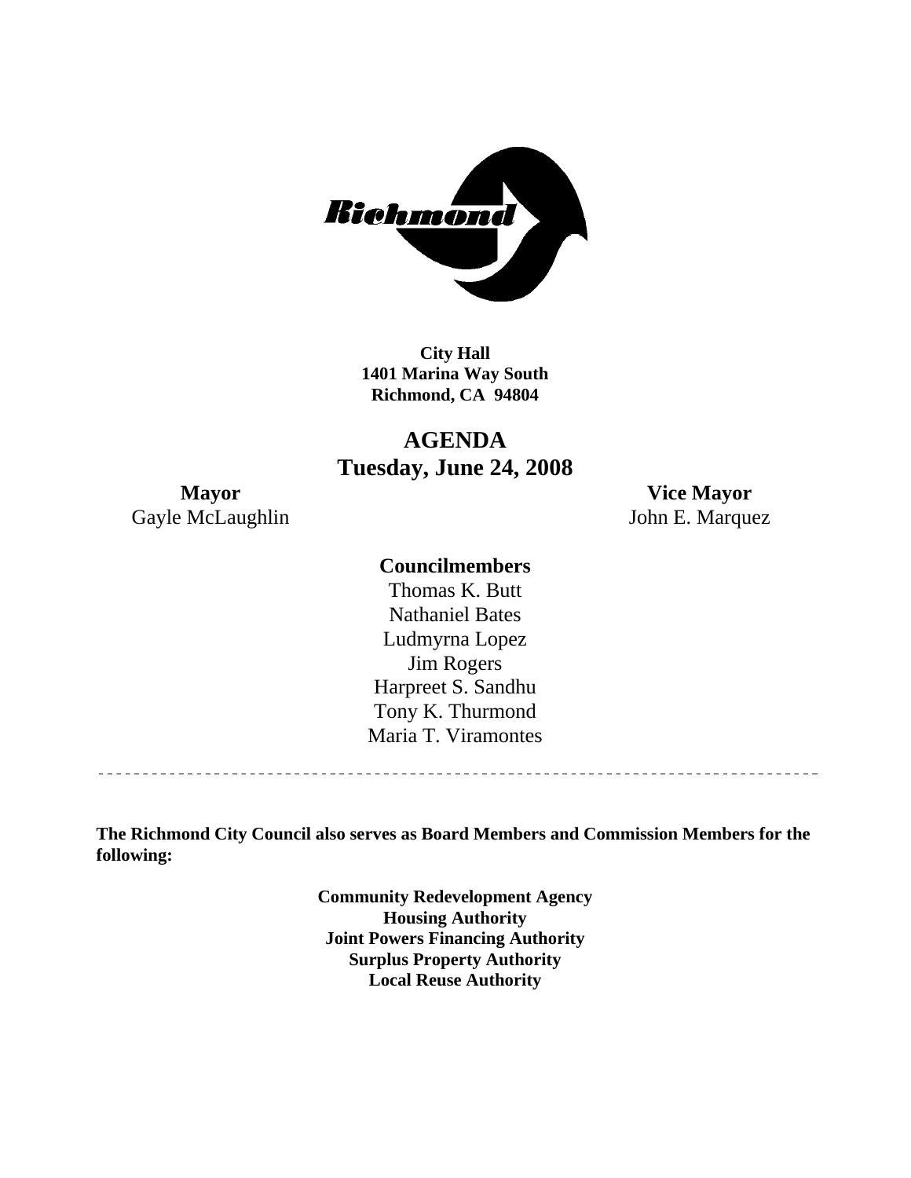Richmond

**City Hall**
**1401 Marina Way South**
**Richmond, CA 94804**

# AGENDA
## Tuesday, June 24, 2008

**Mayor**
Gayle McLaughlin

**Vice Mayor**
John E. Marquez

### Councilmembers

Thomas K. Butt
Nathaniel Bates
Ludmyrna Lopez
Jim Rogers
Harpreet S. Sandhu
Tony K. Thurmond
Maria T. Viramontes

---

**The Richmond City Council also serves as Board Members and Commission Members for the following:**

**Community Redevelopment Agency**
**Housing Authority**
**Joint Powers Financing Authority**
**Surplus Property Authority**
**Local Reuse Authority**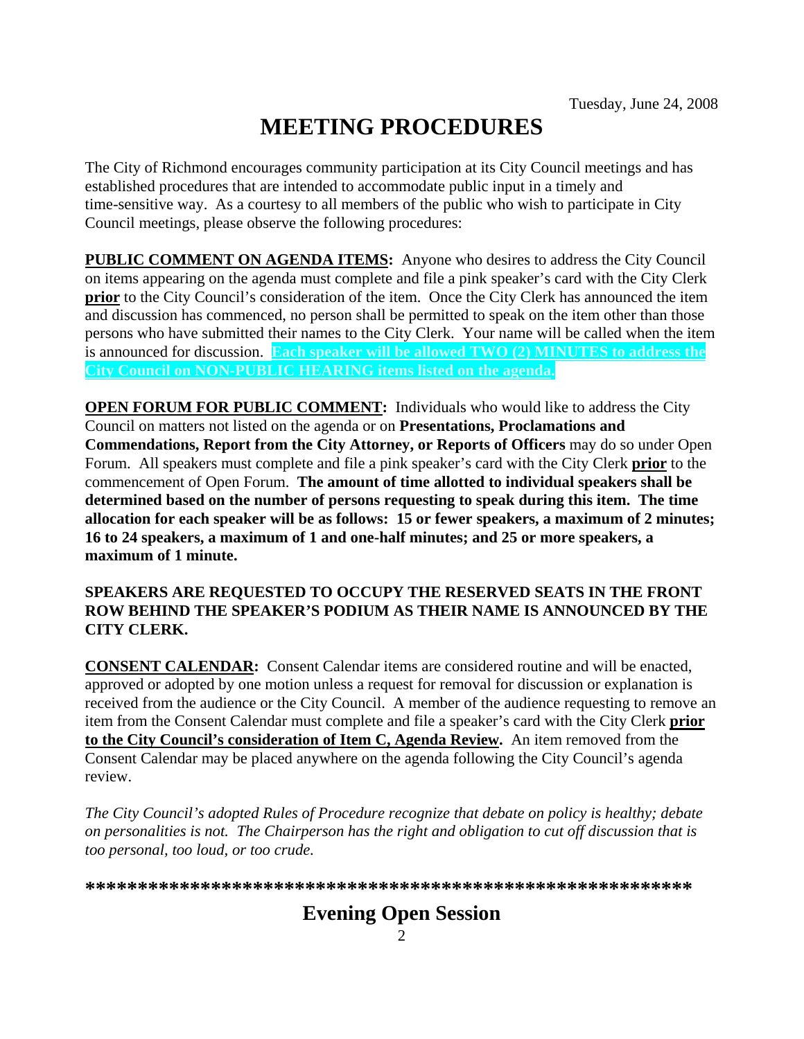Tuesday, June 24, 2008

# MEETING PROCEDURES

The City of Richmond encourages community participation at its City Council meetings and has established procedures that are intended to accommodate public input in a timely and time-sensitive way. As a courtesy to all members of the public who wish to participate in City Council meetings, please observe the following procedures:

**PUBLIC COMMENT ON AGENDA ITEMS:** Anyone who desires to address the City Council on items appearing on the agenda must complete and file a pink speaker's card with the City Clerk **prior** to the City Council's consideration of the item. Once the City Clerk has announced the item and discussion has commenced, no person shall be permitted to speak on the item other than those persons who have submitted their names to the City Clerk. Your name will be called when the item is announced for discussion. **Each speaker will be allowed TWO (2) MINUTES to address the City Council on NON-PUBLIC HEARING items listed on the agenda.**

**OPEN FORUM FOR PUBLIC COMMENT:** Individuals who would like to address the City Council on matters not listed on the agenda or on **Presentations, Proclamations and Commendations, Report from the City Attorney, or Reports of Officers** may do so under Open Forum. All speakers must complete and file a pink speaker's card with the City Clerk **prior** to the commencement of Open Forum. **The amount of time allotted to individual speakers shall be determined based on the number of persons requesting to speak during this item. The time allocation for each speaker will be as follows: 15 or fewer speakers, a maximum of 2 minutes; 16 to 24 speakers, a maximum of 1 and one-half minutes; and 25 or more speakers, a maximum of 1 minute.**

**SPEAKERS ARE REQUESTED TO OCCUPY THE RESERVED SEATS IN THE FRONT ROW BEHIND THE SPEAKER'S PODIUM AS THEIR NAME IS ANNOUNCED BY THE CITY CLERK.**

**CONSENT CALENDAR:** Consent Calendar items are considered routine and will be enacted, approved or adopted by one motion unless a request for removal for discussion or explanation is received from the audience or the City Council. A member of the audience requesting to remove an item from the Consent Calendar must complete and file a speaker's card with the City Clerk **prior to the City Council's consideration of Item C, Agenda Review.** An item removed from the Consent Calendar may be placed anywhere on the agenda following the City Council's agenda review.

*The City Council's adopted Rules of Procedure recognize that debate on policy is healthy; debate on personalities is not. The Chairperson has the right and obligation to cut off discussion that is too personal, too loud, or too crude.*

**\*\*\*\*\*\*\*\*\*\*\*\*\*\*\*\*\*\*\*\*\*\*\*\*\*\*\*\*\*\*\*\*\*\*\*\*\*\*\*\*\*\*\*\*\*\*\*\*\*\*\*\*\*\*\*\*\*\***

## Evening Open Session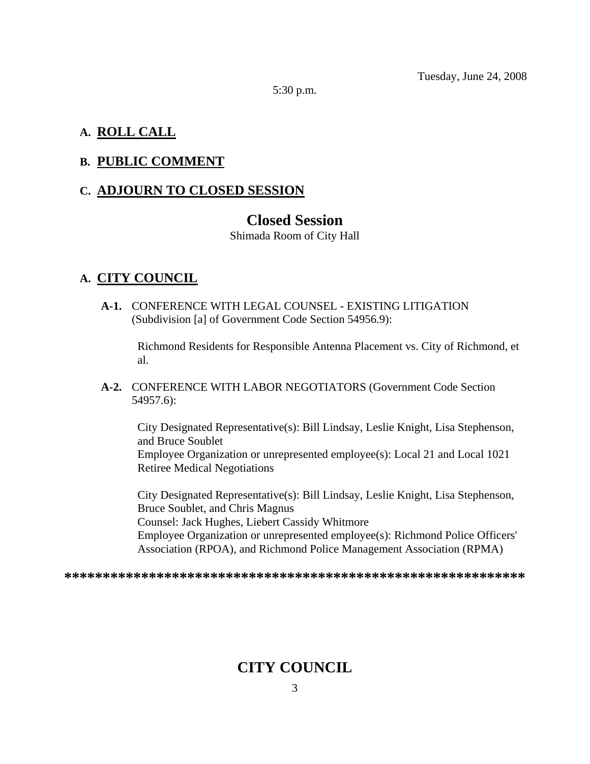Tuesday, June 24, 2008

5:30 p.m.

## A. ROLL CALL

## B. PUBLIC COMMENT

## C. ADJOURN TO CLOSED SESSION

# Closed Session

Shimada Room of City Hall

## A. CITY COUNCIL

**A-1.** CONFERENCE WITH LEGAL COUNSEL - EXISTING LITIGATION (Subdivision [a] of Government Code Section 54956.9):

Richmond Residents for Responsible Antenna Placement vs. City of Richmond, et al.

**A-2.** CONFERENCE WITH LABOR NEGOTIATORS (Government Code Section 54957.6):

City Designated Representative(s): Bill Lindsay, Leslie Knight, Lisa Stephenson, and Bruce Soublet
Employee Organization or unrepresented employee(s): Local 21 and Local 1021 Retiree Medical Negotiations

City Designated Representative(s): Bill Lindsay, Leslie Knight, Lisa Stephenson, Bruce Soublet, and Chris Magnus
Counsel: Jack Hughes, Liebert Cassidy Whitmore
Employee Organization or unrepresented employee(s): Richmond Police Officers' Association (RPOA), and Richmond Police Management Association (RPMA)

**************************************************************

# CITY COUNCIL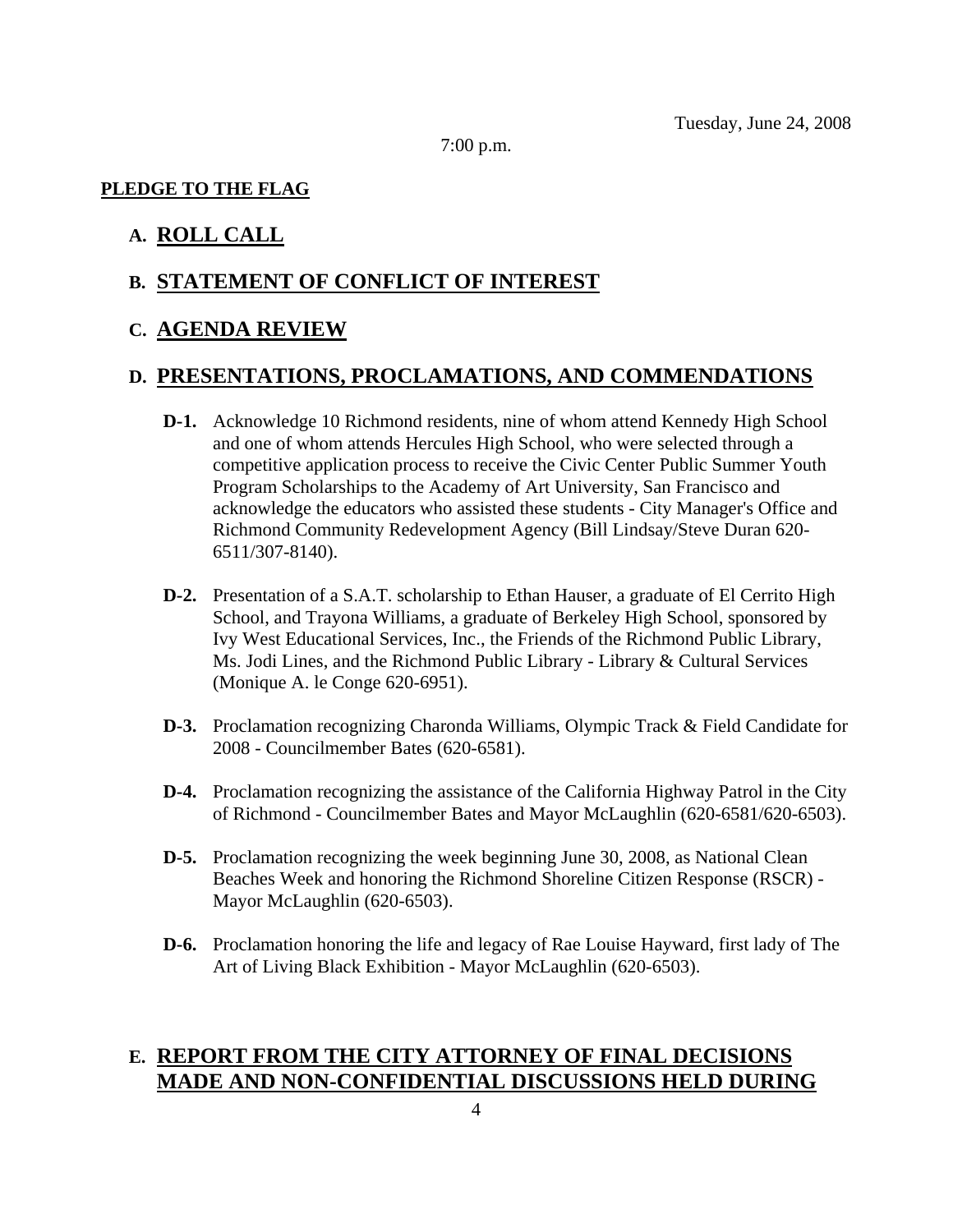Tuesday, June 24, 2008

7:00 p.m.

**PLEDGE TO THE FLAG**

## A. ROLL CALL

## B. STATEMENT OF CONFLICT OF INTEREST

## C. AGENDA REVIEW

## D. PRESENTATIONS, PROCLAMATIONS, AND COMMENDATIONS

**D-1.** Acknowledge 10 Richmond residents, nine of whom attend Kennedy High School and one of whom attends Hercules High School, who were selected through a competitive application process to receive the Civic Center Public Summer Youth Program Scholarships to the Academy of Art University, San Francisco and acknowledge the educators who assisted these students - City Manager's Office and Richmond Community Redevelopment Agency (Bill Lindsay/Steve Duran 620-6511/307-8140).

**D-2.** Presentation of a S.A.T. scholarship to Ethan Hauser, a graduate of El Cerrito High School, and Trayona Williams, a graduate of Berkeley High School, sponsored by Ivy West Educational Services, Inc., the Friends of the Richmond Public Library, Ms. Jodi Lines, and the Richmond Public Library - Library & Cultural Services (Monique A. le Conge 620-6951).

**D-3.** Proclamation recognizing Charonda Williams, Olympic Track & Field Candidate for 2008 - Councilmember Bates (620-6581).

**D-4.** Proclamation recognizing the assistance of the California Highway Patrol in the City of Richmond - Councilmember Bates and Mayor McLaughlin (620-6581/620-6503).

**D-5.** Proclamation recognizing the week beginning June 30, 2008, as National Clean Beaches Week and honoring the Richmond Shoreline Citizen Response (RSCR) - Mayor McLaughlin (620-6503).

**D-6.** Proclamation honoring the life and legacy of Rae Louise Hayward, first lady of The Art of Living Black Exhibition - Mayor McLaughlin (620-6503).

## E. REPORT FROM THE CITY ATTORNEY OF FINAL DECISIONS MADE AND NON-CONFIDENTIAL DISCUSSIONS HELD DURING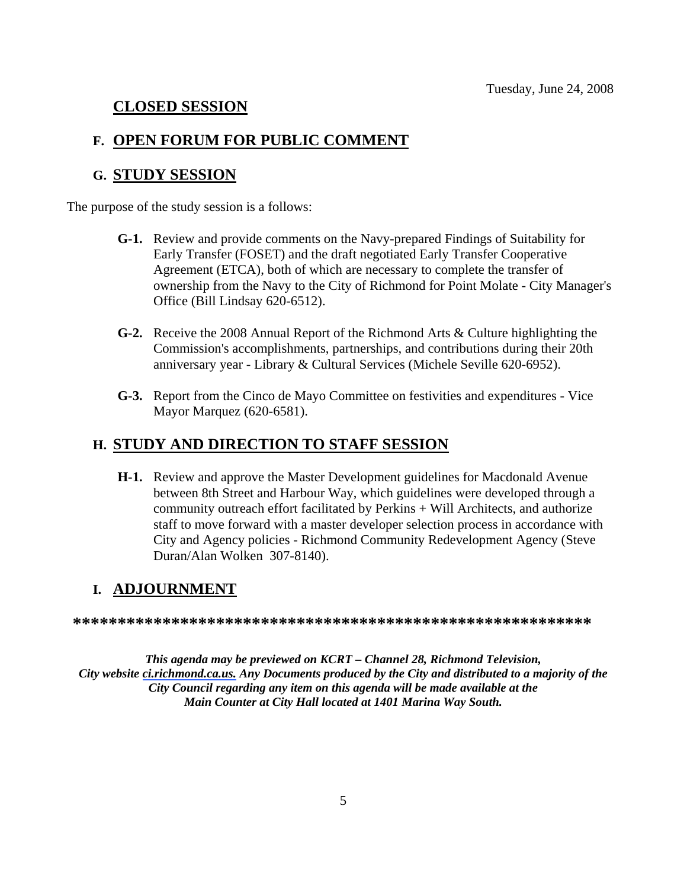Tuesday, June 24, 2008

## CLOSED SESSION

## F. OPEN FORUM FOR PUBLIC COMMENT

## G. STUDY SESSION

The purpose of the study session is a follows:

**G-1.** Review and provide comments on the Navy-prepared Findings of Suitability for Early Transfer (FOSET) and the draft negotiated Early Transfer Cooperative Agreement (ETCA), both of which are necessary to complete the transfer of ownership from the Navy to the City of Richmond for Point Molate - City Manager's Office (Bill Lindsay 620-6512).

**G-2.** Receive the 2008 Annual Report of the Richmond Arts & Culture highlighting the Commission's accomplishments, partnerships, and contributions during their 20th anniversary year - Library & Cultural Services (Michele Seville 620-6952).

**G-3.** Report from the Cinco de Mayo Committee on festivities and expenditures - Vice Mayor Marquez (620-6581).

## H. STUDY AND DIRECTION TO STAFF SESSION

**H-1.** Review and approve the Master Development guidelines for Macdonald Avenue between 8th Street and Harbour Way, which guidelines were developed through a community outreach effort facilitated by Perkins + Will Architects, and authorize staff to move forward with a master developer selection process in accordance with City and Agency policies - Richmond Community Redevelopment Agency (Steve Duran/Alan Wolken 307-8140).

## I. ADJOURNMENT

**********************************************************

***This agenda may be previewed on KCRT – Channel 28, Richmond Television, City website ci.richmond.ca.us. Any Documents produced by the City and distributed to a majority of the City Council regarding any item on this agenda will be made available at the Main Counter at City Hall located at 1401 Marina Way South.***